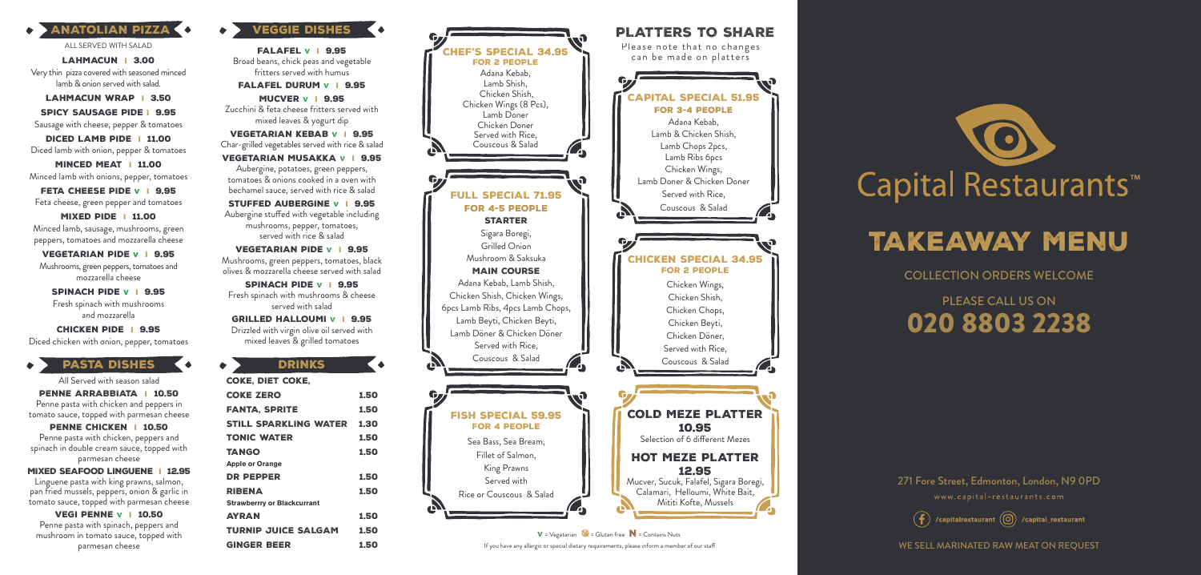## ANATOLIAN PIZZA

ALL SERVED WITH SALAD

**LAHMACUN | 3.00**
Very thin pizza covered with seasoned minced lamb & onion served with salad.

**LAHMACUN WRAP | 3.50**

**SPICY SAUSAGE PIDE | 9.95**
Sausage with cheese, pepper & tomatoes

**DICED LAMB PIDE | 11.00**
Diced lamb with onion, pepper & tomatoes

**MINCED MEAT | 11.00**
Minced lamb with onions, pepper, tomatoes

**FETA CHEESE PIDE v | 9.95**
Feta cheese, green pepper and tomatoes

**MIXED PIDE | 11.00**
Minced lamb, sausage, mushrooms, green peppers, tomatoes and mozzarella cheese

**VEGETARIAN PIDE v | 9.95**
Mushrooms, green peppers, tomatoes and mozzarella cheese

**SPINACH PIDE v | 9.95**
Fresh spinach with mushrooms and mozzarella

**CHICKEN PIDE | 9.95**
Diced chicken with onion, pepper, tomatoes

## PASTA DISHES

All Served with season salad

**PENNE ARRABBIATA | 10.50**
Penne pasta with chicken and peppers in tomato sauce, topped with parmesan cheese

**PENNE CHICKEN | 10.50**
Penne pasta with chicken, peppers and spinach in double cream sauce, topped with parmesan cheese

**MIXED SEAFOOD LINGUENE | 12.95**
Linguene pasta with king prawns, salmon, pan fried mussels, peppers, onion & garlic in tomato sauce, topped with parmesan cheese

**VEGI PENNE v | 10.50**
Penne pasta with spinach, peppers and mushroom in tomato sauce, topped with parmesan cheese

## VEGGIE DISHES

**FALAFEL v | 9.95**
Broad beans, chick peas and vegetable fritters served with humus

**FALAFEL DURUM v | 9.95**

**MUCVER v | 9.95**
Zucchini & feta cheese fritters served with mixed leaves & yogurt dip

**VEGETARIAN KEBAB v | 9.95**
Char-grilled vegetables served with rice & salad

**VEGETARIAN MUSAKKA v | 9.95**
Aubergine, potatoes, green peppers, tomatoes & onions cooked in a oven with bechamel sauce, served with rice & salad

**STUFFED AUBERGINE v | 9.95**
Aubergine stuffed with vegetable including mushrooms, pepper, tomatoes, served with rice & salad

**VEGETARIAN PIDE v | 9.95**
Mushrooms, green peppers, tomatoes, black olives & mozzarella cheese served with salad

**SPINACH PIDE v | 9.95**
Fresh spinach with mushrooms & cheese served with salad

**GRILLED HALLOUMI v | 9.95**
Drizzled with virgin olive oil served with mixed leaves & grilled tomatoes

## DRINKS

| | |
|---|---|
| **COKE, DIET COKE,** | |
| **COKE ZERO** | 1.50 |
| **FANTA, SPRITE** | 1.50 |
| **STILL SPARKLING WATER** | 1.30 |
| **TONIC WATER** | 1.50 |
| **TANGO** Apple or Orange | 1.50 |
| **DR PEPPER** | 1.50 |
| **RIBENA** Strawberrry or Blackcurrant | 1.50 |
| **AYRAN** | 1.50 |
| **TURNIP JUICE SALGAM** | 1.50 |
| **GINGER BEER** | 1.50 |

### CHEF'S SPECIAL 34.95
**FOR 2 PEOPLE**

Adana Kebab,
Lamb Shish,
Chicken Shish,
Chicken Wings (8 Pcs),
Lamb Doner
Chicken Doner
Served with Rice,
Couscous & Salad

### FULL SPECIAL 71.95
**FOR 4-5 PEOPLE**

**STARTER**
Sigara Boregi,
Grilled Onion
Mushroom & Saksuka

**MAIN COURSE**
Adana Kebab, Lamb Shish,
Chicken Shish, Chicken Wings,
6pcs Lamb Ribs, 4pcs Lamb Chops,
Lamb Beyti, Chicken Beyti,
Lamb Döner & Chicken Döner
Served with Rice,
Couscous & Salad

### FISH SPECIAL 59.95
**FOR 4 PEOPLE**

Sea Bass, Sea Bream,
Fillet of Salmon,
King Prawns
Served with
Rice or Couscous & Salad

## PLATTERS TO SHARE

Please note that no changes can be made on platters

### CAPITAL SPECIAL 51.95
**FOR 3-4 PEOPLE**

Adana Kebab,
Lamb & Chicken Shish,
Lamb Chops 2pcs,
Lamb Ribs 6pcs
Chicken Wings,
Lamb Doner & Chicken Doner
Served with Rice,
Couscous & Salad

### CHICKEN SPECIAL 34.95
**FOR 2 PEOPLE**

Chicken Wings,
Chicken Shish,
Chicken Chops,
Chicken Beyti,
Chicken Döner,
Served with Rice,
Couscous & Salad

### COLD MEZE PLATTER 10.95
Selection of 6 different Mezes

### HOT MEZE PLATTER 12.95
Mucver, Sucuk, Falafel, Sigara Boregi, Calamari, Helloumi, White Bait, Mititi Kofte, Mussels

**V** = Vegetarian = Gluten free **N** = Contains Nuts

If you have any allergic or special dietary requirements, please inform a member of our staff.

# Capital Restaurants™

# TAKEAWAY MENU

COLLECTION ORDERS WELCOME

PLEASE CALL US ON
**020 8803 2238**

271 Fore Street, Edmonton, London, N9 0PD
www.capital-restaurants.com

/capitalrestaurant /capital_restaurant

WE SELL MARINATED RAW MEAT ON REQUEST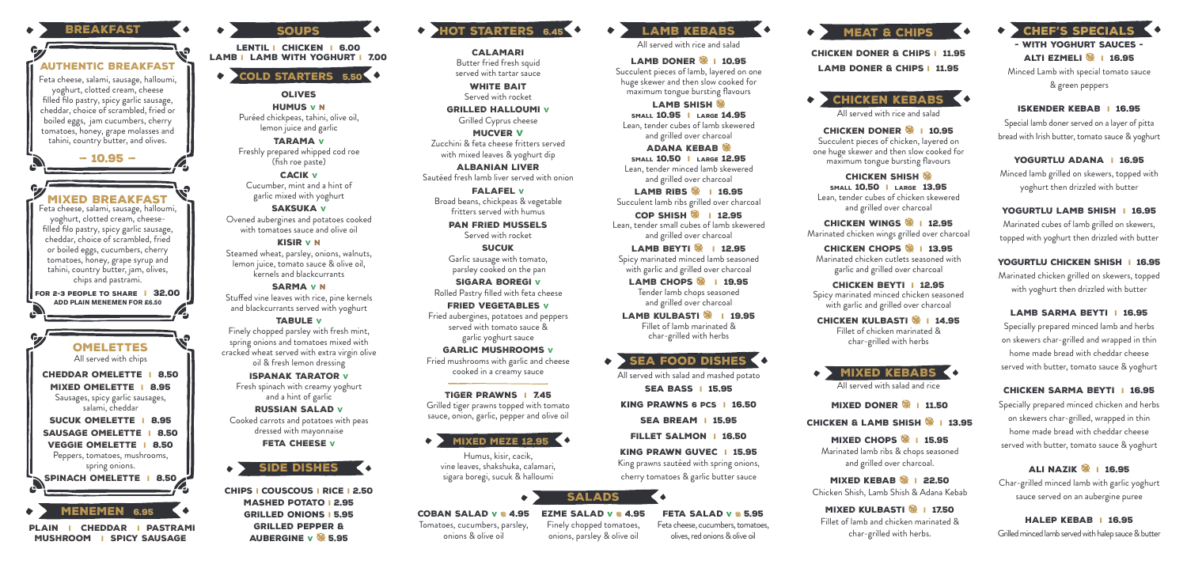# BREAKFAST

## AUTHENTIC BREAKFAST

Feta cheese, salami, sausage, halloumi, yoghurt, clotted cream, cheese filled filo pastry, spicy garlic sausage, cheddar, choice of scrambled, fried or boiled eggs, jam cucumbers, cherry tomatoes, honey, grape molasses and tahini, country butter, and olives.

**– 10.95 –**

## MIXED BREAKFAST

Feta cheese, salami, sausage, halloumi, yoghurt, clotted cream, cheese-filled filo pastry, spicy garlic sausage, cheddar, choice of scrambled, fried or boiled eggs, cucumbers, cherry tomatoes, honey, grape syrup and tahini, country butter, jam, olives, chips and pastrami.

**FOR 2-3 PEOPLE TO SHARE | 32.00**
**ADD PLAIN MENEMEN FOR £6.50**

## OMELETTES

All served with chips

**CHEDDAR OMELETTE | 8.50**

**MIXED OMELETTE | 8.95**
Sausages, spicy garlic sausages, salami, cheddar

**SUCUK OMELETTE | 8.95**

**SAUSAGE OMELETTE | 8.50**

**VEGGIE OMELETTE | 8.50**
Peppers, tomatoes, mushrooms, spring onions.

**SPINACH OMELETTE | 8.50**

## MENEMEN 6.95

PLAIN | CHEDDAR | PASTRAMI
MUSHROOM | SPICY SAUSAGE

# SOUPS

LENTIL | CHICKEN | 6.00
LAMB | LAMB WITH YOGHURT | 7.00

# COLD STARTERS 5.50

**OLIVES**

**HUMUS V N**
Puréed chickpeas, tahini, olive oil, lemon juice and garlic

**TARAMA V**
Freshly prepared whipped cod roe (fish roe paste)

**CACIK V**
Cucumber, mint and a hint of garlic mixed with yoghurt

**SAKSUKA V**
Ovened aubergines and potatoes cooked with tomatoes sauce and olive oil

**KISIR V N**
Steamed wheat, parsley, onions, walnuts, lemon juice, tomato sauce & olive oil, kernels and blackcurrants

**SARMA V N**
Stuffed vine leaves with rice, pine kernels and blackcurrants served with yoghurt

**TABULE V**
Finely chopped parsley with fresh mint, spring onions and tomatoes mixed with cracked wheat served with extra virgin olive oil & fresh lemon dressing

**ISPANAK TARATOR V**
Fresh spinach with creamy yoghurt and a hint of garlic

**RUSSIAN SALAD V**
Cooked carrots and potatoes with peas dressed with mayonnaise

**FETA CHEESE V**

# SIDE DISHES

CHIPS | COUSCOUS | RICE | 2.50
MASHED POTATO | 2.95
GRILLED ONIONS | 5.95
GRILLED PEPPER & AUBERGINE V | 5.95

# HOT STARTERS 6.45

**CALAMARI**
Butter fried fresh squid served with tartar sauce

**WHITE BAIT**
Served with rocket

**GRILLED HALLOUMI V**
Grilled Cyprus cheese

**MUCVER V**
Zucchini & feta cheese fritters served with mixed leaves & yoghurt dip

**ALBANIAN LIVER**
Sautéed fresh lamb liver served with onion

**FALAFEL V**
Broad beans, chickpeas & vegetable fritters served with humus

**PAN FRIED MUSSELS**
Served with rocket

**SUCUK**
Garlic sausage with tomato, parsley cooked on the pan

**SIGARA BOREGI V**
Rolled Pastry filled with feta cheese

**FRIED VEGETABLES V**
Fried aubergines, potatoes and peppers served with tomato sauce & garlic yoghurt sauce

**GARLIC MUSHROOMS V**
Fried mushrooms with garlic and cheese cooked in a creamy sauce

**TIGER PRAWNS | 7.45**
Grilled tiger prawns topped with tomato sauce, onion, garlic, pepper and olive oil

# MIXED MEZE 12.95

Humus, kisir, cacik, vine leaves, shakshuka, calamari, sigara boregi, sucuk & halloumi

# LAMB KEBABS

All served with rice and salad

**LAMB DONER | 10.95**
Succulent pieces of lamb, layered on one huge skewer and then slow cooked for maximum tongue bursting flavours

**LAMB SHISH**
SMALL 10.95 | LARGE 14.95
Lean, tender cubes of lamb skewered and grilled over charcoal

**ADANA KEBAB**
SMALL 10.50 | LARGE 12.95
Lean, tender minced lamb skewered and grilled over charcoal

**LAMB RIBS | 16.95**
Succulent lamb ribs grilled over charcoal

**COP SHISH | 12.95**
Lean, tender small cubes of lamb skewered and grilled over charcoal

**LAMB BEYTI | 12.95**
Spicy marinated minced lamb seasoned with garlic and grilled over charcoal

**LAMB CHOPS | 19.95**
Tender lamb chops seasoned and grilled over charcoal

**LAMB KULBASTI | 19.95**
Fillet of lamb marinated & char-grilled with herbs

# SEA FOOD DISHES

All served with salad and mashed potato

**SEA BASS | 15.95**

**KING PRAWNS 6 PCS | 16.50**

**SEA BREAM | 15.95**

**FILLET SALMON | 16.50**

**KING PRAWN GUVEC | 15.95**
King prawns sautéed with spring onions, cherry tomatoes & garlic butter sauce

# SALADS

**COBAN SALAD V | 4.95**
Tomatoes, cucumbers, parsley, onions & olive oil

**EZME SALAD V | 4.95**
Finely chopped tomatoes, onions, parsley & olive oil

**FETA SALAD V | 5.95**
Feta cheese, cucumbers, tomatoes, olives, red onions & olive oil

# MEAT & CHIPS

CHICKEN DONER & CHIPS | 11.95
LAMB DONER & CHIPS | 11.95

# CHICKEN KEBABS

All served with rice and salad

**CHICKEN DONER | 10.95**
Succulent pieces of chicken, layered on one huge skewer and then slow cooked for maximum tongue bursting flavours

**CHICKEN SHISH**
SMALL 10.50 | LARGE 13.95
Lean, tender cubes of chicken skewered and grilled over charcoal

**CHICKEN WINGS | 12.95**
Marinated chicken wings grilled over charcoal

**CHICKEN CHOPS | 13.95**
Marinated chicken cutlets seasoned with garlic and grilled over charcoal

**CHICKEN BEYTI | 12.95**
Spicy marinated minced chicken seasoned with garlic and grilled over charcoal

**CHICKEN KULBASTI | 14.95**
Fillet of chicken marinated & char-grilled with herbs

# MIXED KEBABS

All served with salad and rice

**MIXED DONER | 11.50**

**CHICKEN & LAMB SHISH | 13.95**

**MIXED CHOPS | 15.95**
Marinated lamb ribs & chops seasoned and grilled over charcoal.

**MIXED KEBAB | 22.50**
Chicken Shish, Lamb Shish & Adana Kebab

**MIXED KULBASTI | 17.50**
Fillet of lamb and chicken marinated & char-grilled with herbs.

# CHEF'S SPECIALS

## - WITH YOGHURT SAUCES -

**ALTI EZMELI | 16.95**
Minced Lamb with special tomato sauce & green peppers

**ISKENDER KEBAB | 16.95**
Special lamb doner served on a layer of pitta bread with Irish butter, tomato sauce & yoghurt

**YOGURTLU ADANA | 16.95**
Minced lamb grilled on skewers, topped with yoghurt then drizzled with butter

**YOGURTLU LAMB SHISH | 16.95**
Marinated cubes of lamb grilled on skewers, topped with yoghurt then drizzled with butter

**YOGURTLU CHICKEN SHISH | 16.95**
Marinated chicken grilled on skewers, topped with yoghurt then drizzled with butter

**LAMB SARMA BEYTI | 16.95**
Specially prepared minced lamb and herbs on skewers char-grilled and wrapped in thin home made bread with cheddar cheese served with butter, tomato sauce & yoghurt

**CHICKEN SARMA BEYTI | 16.95**
Specially prepared minced chicken and herbs on skewers char-grilled, wrapped in thin home made bread with cheddar cheese served with butter, tomato sauce & yoghurt

**ALI NAZIK | 16.95**
Char-grilled minced lamb with garlic yoghurt sauce served on an aubergine puree

**HALEP KEBAB | 16.95**
Grilled minced lamb served with halep sauce & butter